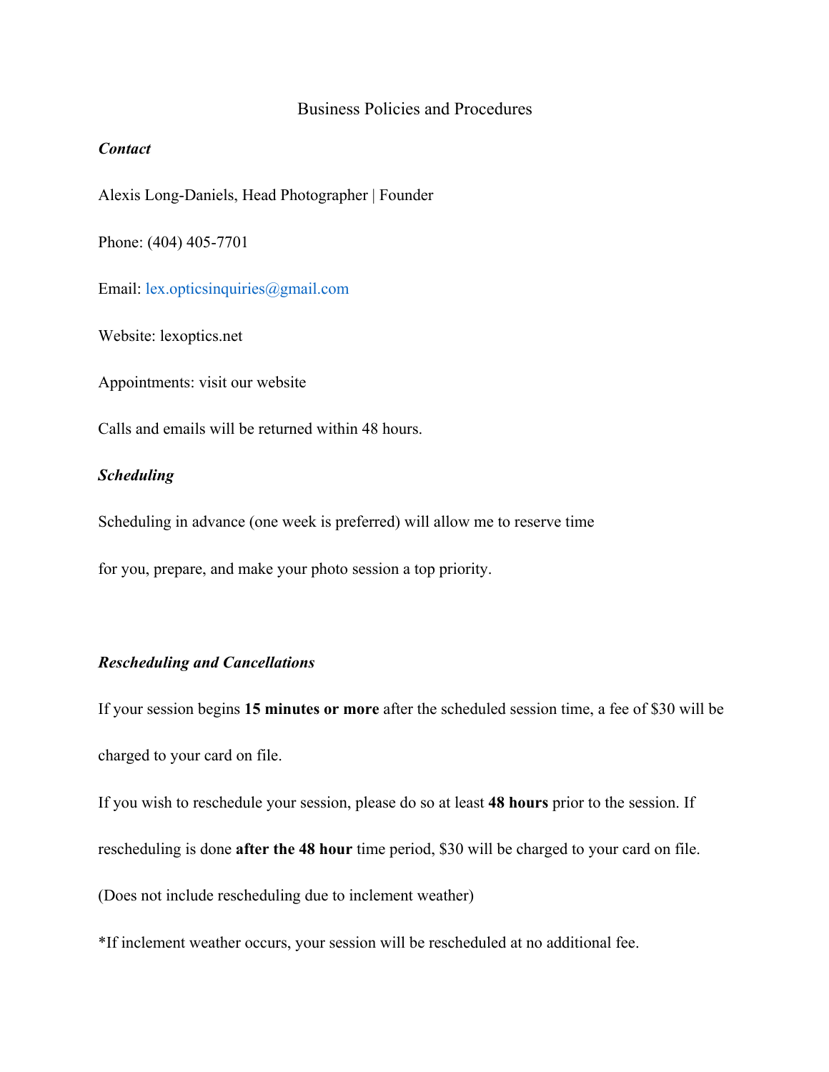# Business Policies and Procedures

***Contact***

Alexis Long-Daniels, Head Photographer | Founder

Phone: (404) 405-7701

Email: lex.opticsinquiries@gmail.com

Website: lexoptics.net

Appointments: visit our website

Calls and emails will be returned within 48 hours.

***Scheduling***

Scheduling in advance (one week is preferred) will allow me to reserve time for you, prepare, and make your photo session a top priority.

***Rescheduling and Cancellations***

If your session begins **15 minutes or more** after the scheduled session time, a fee of $30 will be charged to your card on file.

If you wish to reschedule your session, please do so at least **48 hours** prior to the session. If rescheduling is done **after the 48 hour** time period, $30 will be charged to your card on file. (Does not include rescheduling due to inclement weather)

*If inclement weather occurs, your session will be rescheduled at no additional fee.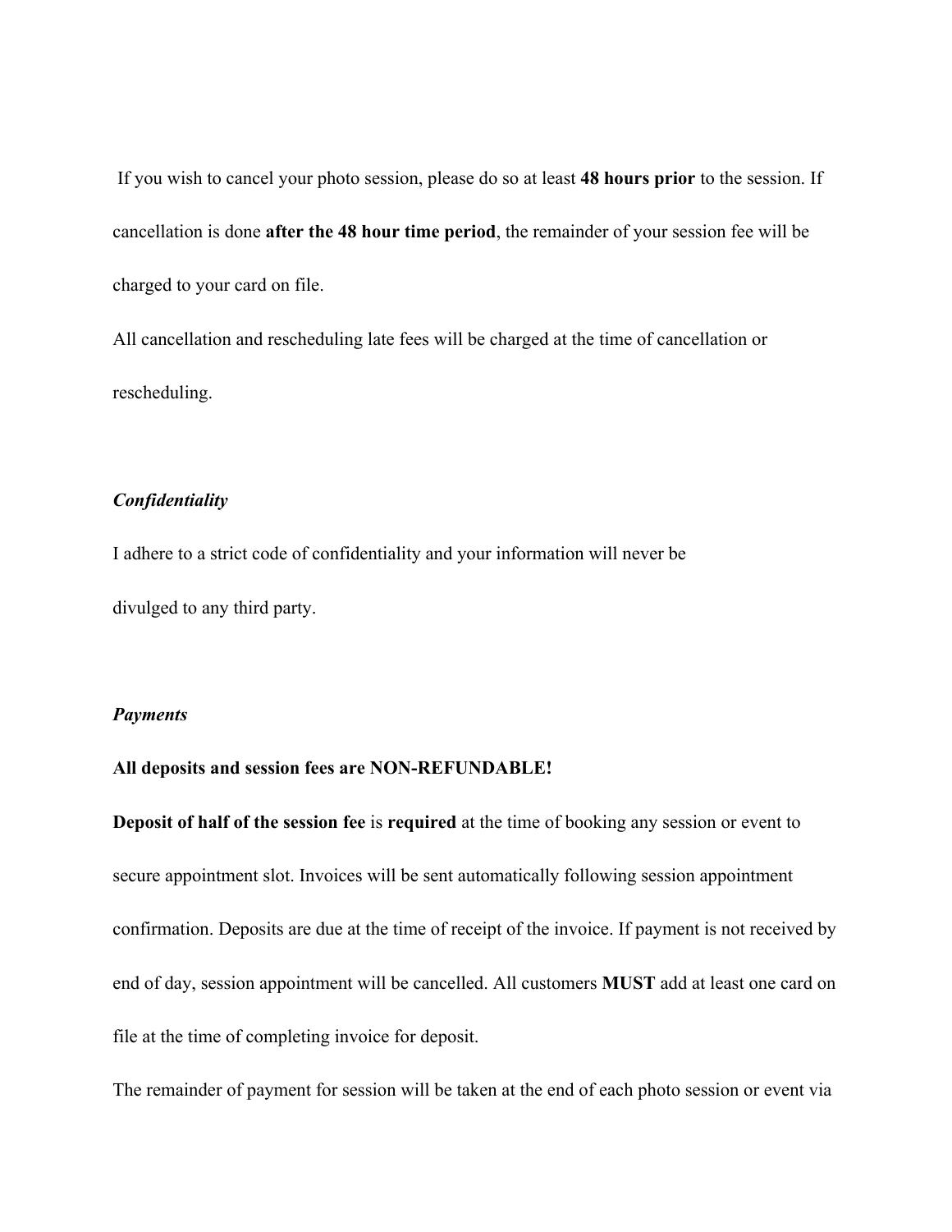If you wish to cancel your photo session, please do so at least **48 hours prior** to the session. If cancellation is done **after the 48 hour time period**, the remainder of your session fee will be charged to your card on file.

All cancellation and rescheduling late fees will be charged at the time of cancellation or rescheduling.

***Confidentiality***

I adhere to a strict code of confidentiality and your information will never be divulged to any third party.

***Payments***

**All deposits and session fees are NON-REFUNDABLE!**

**Deposit of half of the session fee** is **required** at the time of booking any session or event to secure appointment slot. Invoices will be sent automatically following session appointment confirmation. Deposits are due at the time of receipt of the invoice. If payment is not received by end of day, session appointment will be cancelled. All customers **MUST** add at least one card on file at the time of completing invoice for deposit.

The remainder of payment for session will be taken at the end of each photo session or event via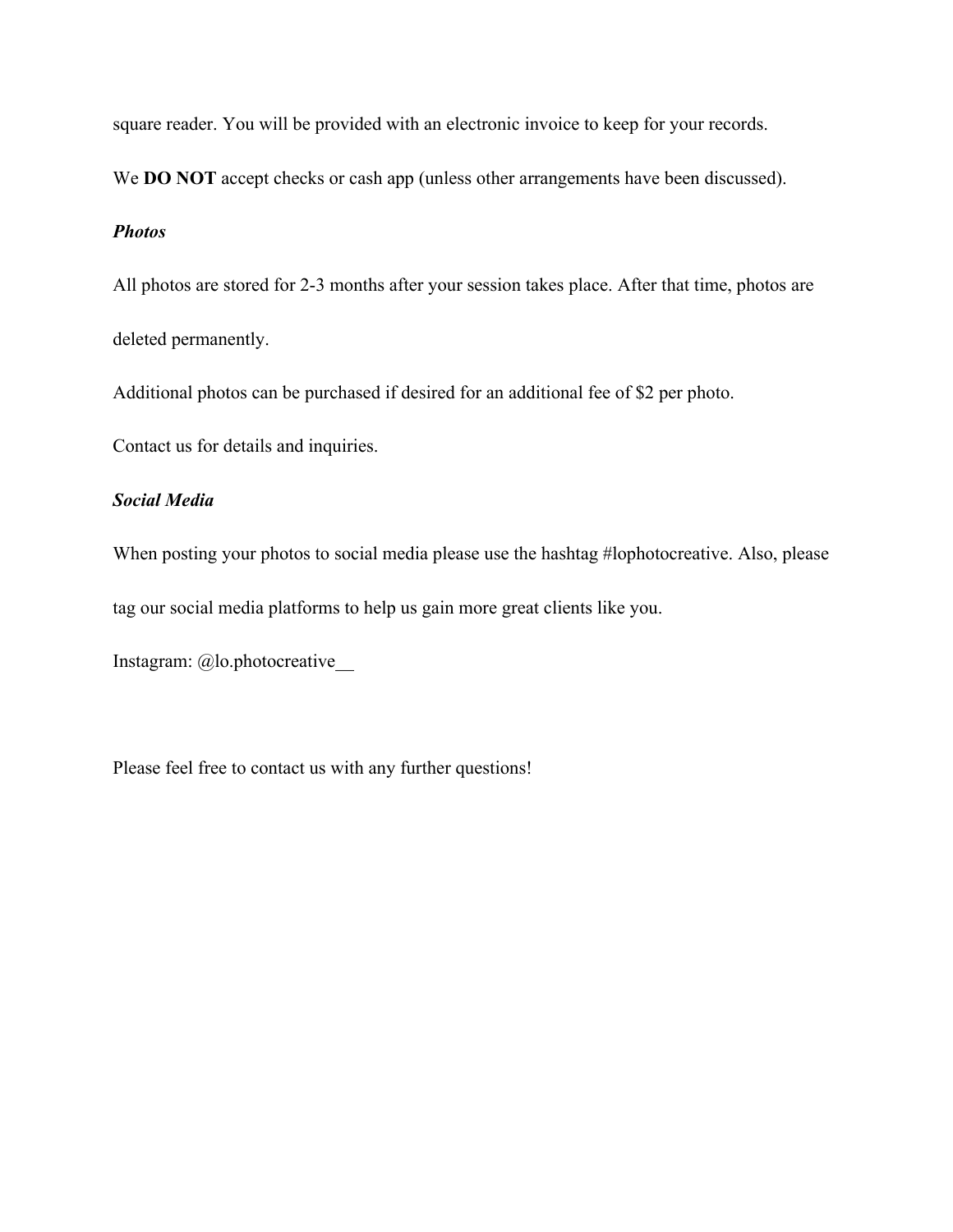square reader. You will be provided with an electronic invoice to keep for your records.

We **DO NOT** accept checks or cash app (unless other arrangements have been discussed).

***Photos***

All photos are stored for 2-3 months after your session takes place. After that time, photos are deleted permanently.

Additional photos can be purchased if desired for an additional fee of $2 per photo.

Contact us for details and inquiries.

***Social Media***

When posting your photos to social media please use the hashtag #lophotocreative. Also, please tag our social media platforms to help us gain more great clients like you.

Instagram: @lo.photocreative__

Please feel free to contact us with any further questions!